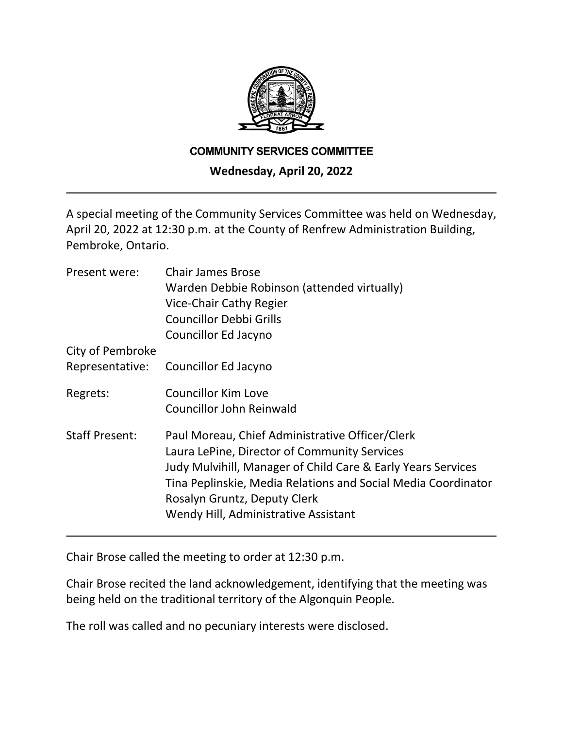# COMMUNITY SERVICES COMMITTEE

**Wednesday, April 20, 2022**

---

A special meeting of the Community Services Committee was held on Wednesday, April 20, 2022 at 12:30 p.m. at the County of Renfrew Administration Building, Pembroke, Ontario.

| | |
|---|---|
| Present were: | Chair James Brose |
| | Warden Debbie Robinson (attended virtually) |
| | Vice-Chair Cathy Regier |
| | Councillor Debbi Grills |
| | Councillor Ed Jacyno |
| City of Pembroke Representative: | Councillor Ed Jacyno |
| Regrets: | Councillor Kim Love |
| | Councillor John Reinwald |
| Staff Present: | Paul Moreau, Chief Administrative Officer/Clerk |
| | Laura LePine, Director of Community Services |
| | Judy Mulvihill, Manager of Child Care & Early Years Services |
| | Tina Peplinskie, Media Relations and Social Media Coordinator |
| | Rosalyn Gruntz, Deputy Clerk |
| | Wendy Hill, Administrative Assistant |

---

Chair Brose called the meeting to order at 12:30 p.m.

Chair Brose recited the land acknowledgement, identifying that the meeting was being held on the traditional territory of the Algonquin People.

The roll was called and no pecuniary interests were disclosed.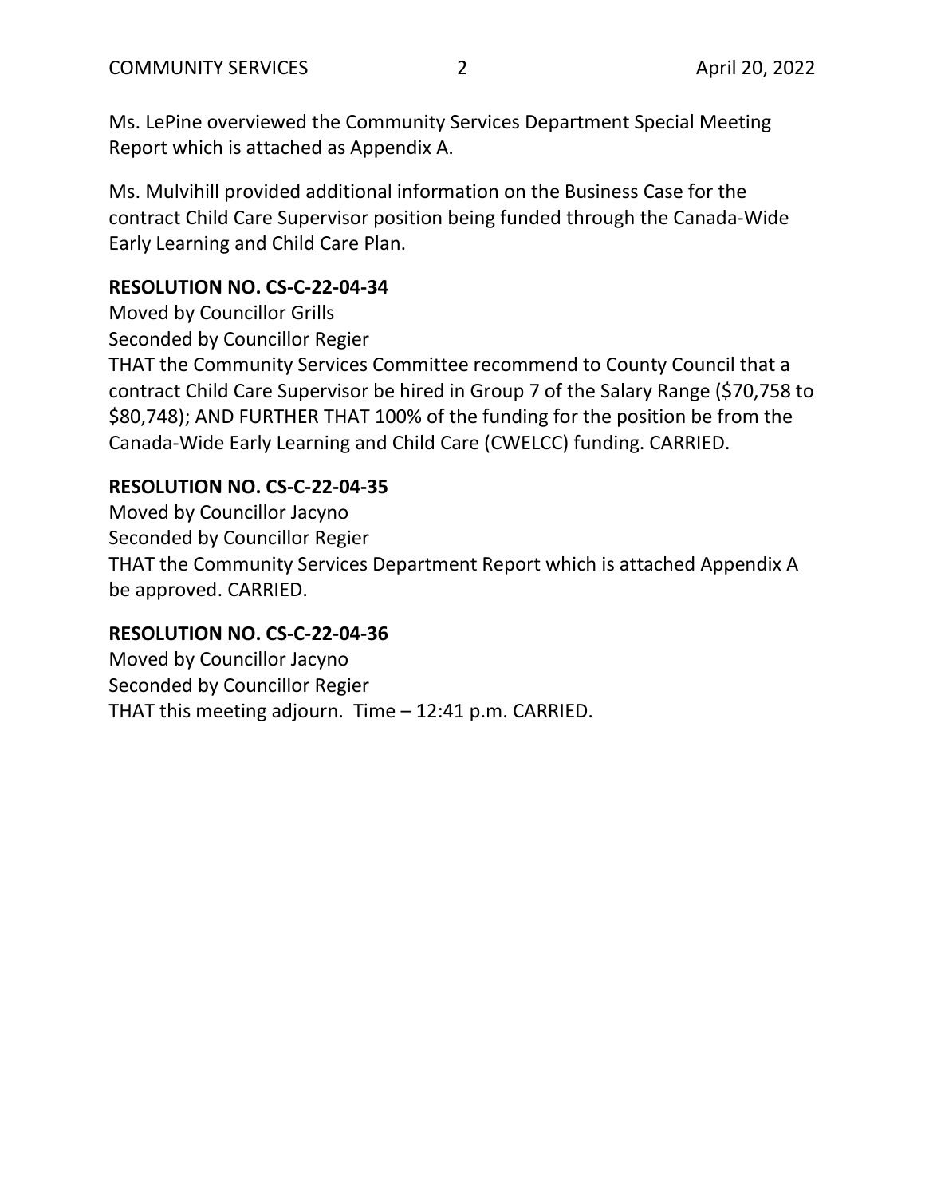Ms. LePine overviewed the Community Services Department Special Meeting Report which is attached as Appendix A.

Ms. Mulvihill provided additional information on the Business Case for the contract Child Care Supervisor position being funded through the Canada-Wide Early Learning and Child Care Plan.

**RESOLUTION NO. CS-C-22-04-34**
Moved by Councillor Grills
Seconded by Councillor Regier
THAT the Community Services Committee recommend to County Council that a contract Child Care Supervisor be hired in Group 7 of the Salary Range ($70,758 to $80,748); AND FURTHER THAT 100% of the funding for the position be from the Canada-Wide Early Learning and Child Care (CWELCC) funding. CARRIED.

**RESOLUTION NO. CS-C-22-04-35**
Moved by Councillor Jacyno
Seconded by Councillor Regier
THAT the Community Services Department Report which is attached Appendix A be approved. CARRIED.

**RESOLUTION NO. CS-C-22-04-36**
Moved by Councillor Jacyno
Seconded by Councillor Regier
THAT this meeting adjourn. Time – 12:41 p.m. CARRIED.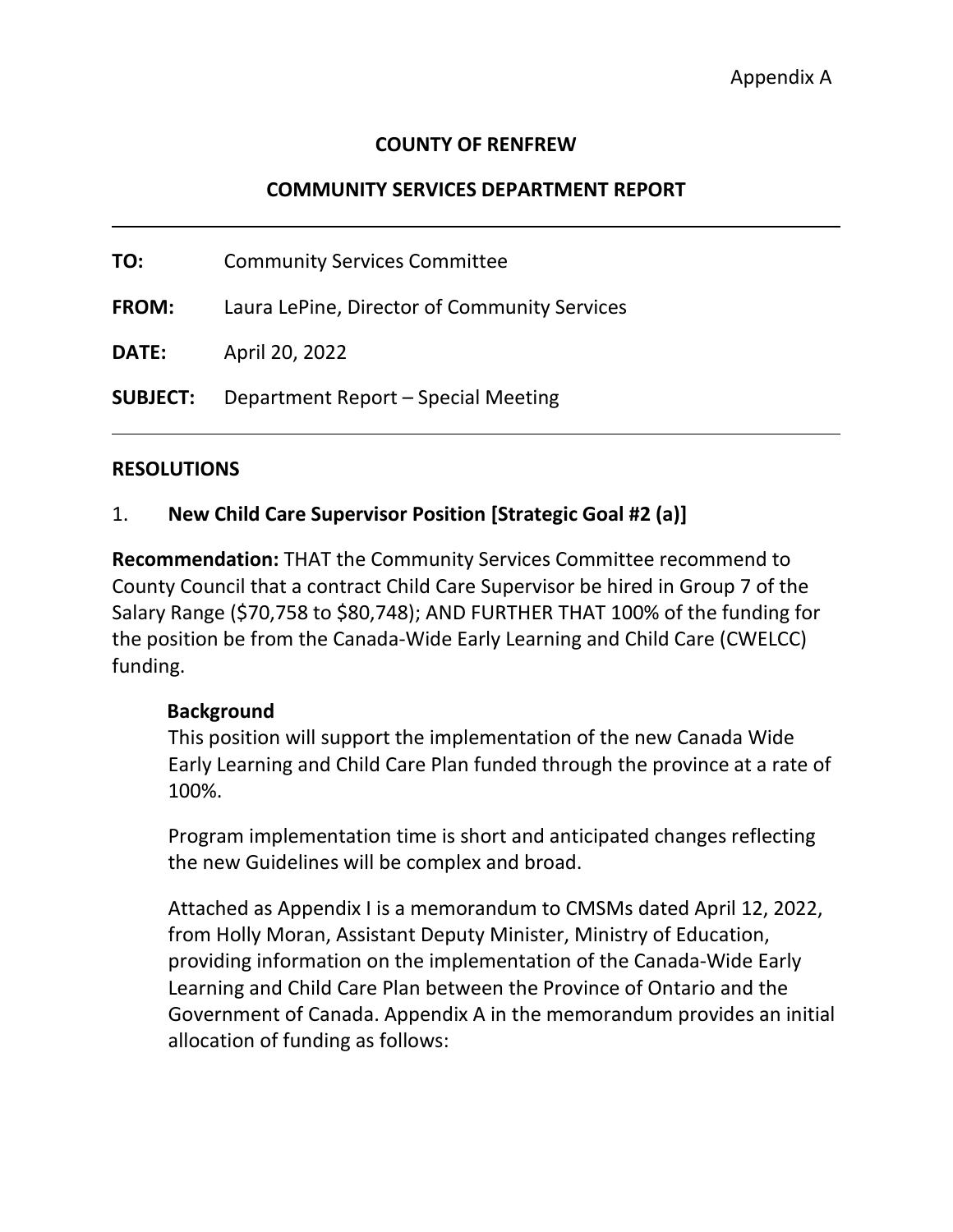Appendix A

**COUNTY OF RENFREW**

**COMMUNITY SERVICES DEPARTMENT REPORT**

---

**TO:** Community Services Committee

**FROM:** Laura LePine, Director of Community Services

**DATE:** April 20, 2022

**SUBJECT:** Department Report – Special Meeting

---

## RESOLUTIONS

### 1. New Child Care Supervisor Position [Strategic Goal #2 (a)]

**Recommendation:** THAT the Community Services Committee recommend to County Council that a contract Child Care Supervisor be hired in Group 7 of the Salary Range ($70,758 to $80,748); AND FURTHER THAT 100% of the funding for the position be from the Canada-Wide Early Learning and Child Care (CWELCC) funding.

**Background**

This position will support the implementation of the new Canada Wide Early Learning and Child Care Plan funded through the province at a rate of 100%.

Program implementation time is short and anticipated changes reflecting the new Guidelines will be complex and broad.

Attached as Appendix I is a memorandum to CMSMs dated April 12, 2022, from Holly Moran, Assistant Deputy Minister, Ministry of Education, providing information on the implementation of the Canada-Wide Early Learning and Child Care Plan between the Province of Ontario and the Government of Canada. Appendix A in the memorandum provides an initial allocation of funding as follows: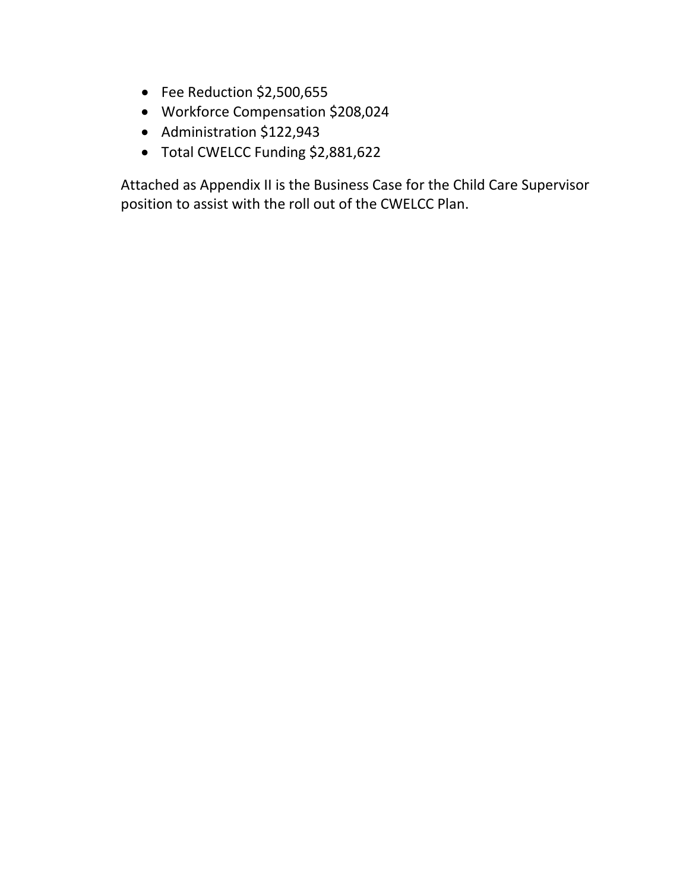- Fee Reduction $2,500,655
- Workforce Compensation $208,024
- Administration $122,943
- Total CWELCC Funding $2,881,622

Attached as Appendix II is the Business Case for the Child Care Supervisor position to assist with the roll out of the CWELCC Plan.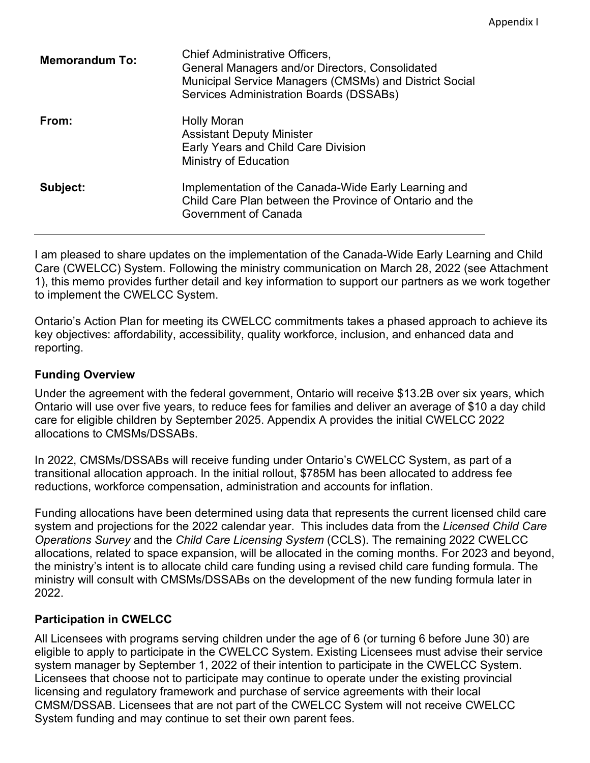Appendix I

| | |
|---|---|
| **Memorandum To:** | Chief Administrative Officers, General Managers and/or Directors, Consolidated Municipal Service Managers (CMSMs) and District Social Services Administration Boards (DSSABs) |
| **From:** | Holly Moran<br>Assistant Deputy Minister<br>Early Years and Child Care Division<br>Ministry of Education |
| **Subject:** | Implementation of the Canada-Wide Early Learning and Child Care Plan between the Province of Ontario and the Government of Canada |

---

I am pleased to share updates on the implementation of the Canada-Wide Early Learning and Child Care (CWELCC) System. Following the ministry communication on March 28, 2022 (see Attachment 1), this memo provides further detail and key information to support our partners as we work together to implement the CWELCC System.

Ontario's Action Plan for meeting its CWELCC commitments takes a phased approach to achieve its key objectives: affordability, accessibility, quality workforce, inclusion, and enhanced data and reporting.

## Funding Overview

Under the agreement with the federal government, Ontario will receive $13.2B over six years, which Ontario will use over five years, to reduce fees for families and deliver an average of $10 a day child care for eligible children by September 2025. Appendix A provides the initial CWELCC 2022 allocations to CMSMs/DSSABs.

In 2022, CMSMs/DSSABs will receive funding under Ontario's CWELCC System, as part of a transitional allocation approach. In the initial rollout, $785M has been allocated to address fee reductions, workforce compensation, administration and accounts for inflation.

Funding allocations have been determined using data that represents the current licensed child care system and projections for the 2022 calendar year. This includes data from the *Licensed Child Care Operations Survey* and the *Child Care Licensing System* (CCLS). The remaining 2022 CWELCC allocations, related to space expansion, will be allocated in the coming months. For 2023 and beyond, the ministry's intent is to allocate child care funding using a revised child care funding formula. The ministry will consult with CMSMs/DSSABs on the development of the new funding formula later in 2022.

## Participation in CWELCC

All Licensees with programs serving children under the age of 6 (or turning 6 before June 30) are eligible to apply to participate in the CWELCC System. Existing Licensees must advise their service system manager by September 1, 2022 of their intention to participate in the CWELCC System. Licensees that choose not to participate may continue to operate under the existing provincial licensing and regulatory framework and purchase of service agreements with their local CMSM/DSSAB. Licensees that are not part of the CWELCC System will not receive CWELCC System funding and may continue to set their own parent fees.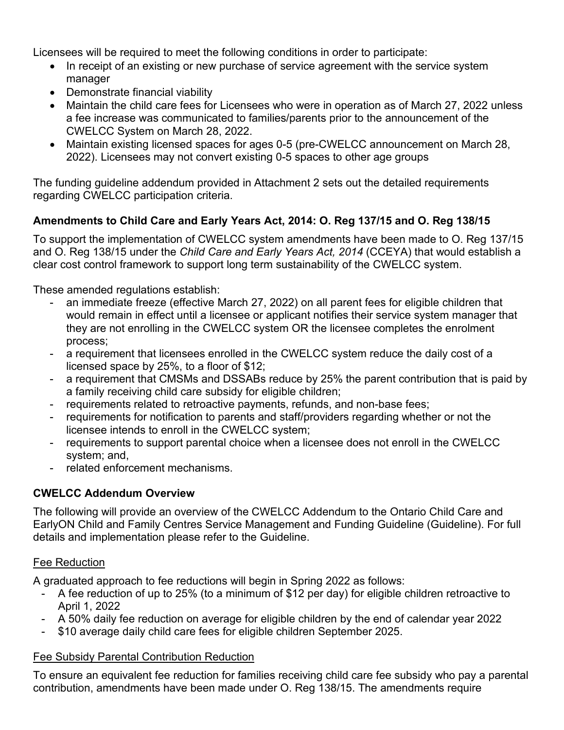Licensees will be required to meet the following conditions in order to participate:

- In receipt of an existing or new purchase of service agreement with the service system manager
- Demonstrate financial viability
- Maintain the child care fees for Licensees who were in operation as of March 27, 2022 unless a fee increase was communicated to families/parents prior to the announcement of the CWELCC System on March 28, 2022.
- Maintain existing licensed spaces for ages 0-5 (pre-CWELCC announcement on March 28, 2022). Licensees may not convert existing 0-5 spaces to other age groups

The funding guideline addendum provided in Attachment 2 sets out the detailed requirements regarding CWELCC participation criteria.

**Amendments to Child Care and Early Years Act, 2014: O. Reg 137/15 and O. Reg 138/15**

To support the implementation of CWELCC system amendments have been made to O. Reg 137/15 and O. Reg 138/15 under the *Child Care and Early Years Act, 2014* (CCEYA) that would establish a clear cost control framework to support long term sustainability of the CWELCC system.

These amended regulations establish:

- an immediate freeze (effective March 27, 2022) on all parent fees for eligible children that would remain in effect until a licensee or applicant notifies their service system manager that they are not enrolling in the CWELCC system OR the licensee completes the enrolment process;
- a requirement that licensees enrolled in the CWELCC system reduce the daily cost of a licensed space by 25%, to a floor of $12;
- a requirement that CMSMs and DSSABs reduce by 25% the parent contribution that is paid by a family receiving child care subsidy for eligible children;
- requirements related to retroactive payments, refunds, and non-base fees;
- requirements for notification to parents and staff/providers regarding whether or not the licensee intends to enroll in the CWELCC system;
- requirements to support parental choice when a licensee does not enroll in the CWELCC system; and,
- related enforcement mechanisms.

**CWELCC Addendum Overview**

The following will provide an overview of the CWELCC Addendum to the Ontario Child Care and EarlyON Child and Family Centres Service Management and Funding Guideline (Guideline). For full details and implementation please refer to the Guideline.

<u>Fee Reduction</u>

A graduated approach to fee reductions will begin in Spring 2022 as follows:

- A fee reduction of up to 25% (to a minimum of $12 per day) for eligible children retroactive to April 1, 2022
- A 50% daily fee reduction on average for eligible children by the end of calendar year 2022
- $10 average daily child care fees for eligible children September 2025.

<u>Fee Subsidy Parental Contribution Reduction</u>

To ensure an equivalent fee reduction for families receiving child care fee subsidy who pay a parental contribution, amendments have been made under O. Reg 138/15. The amendments require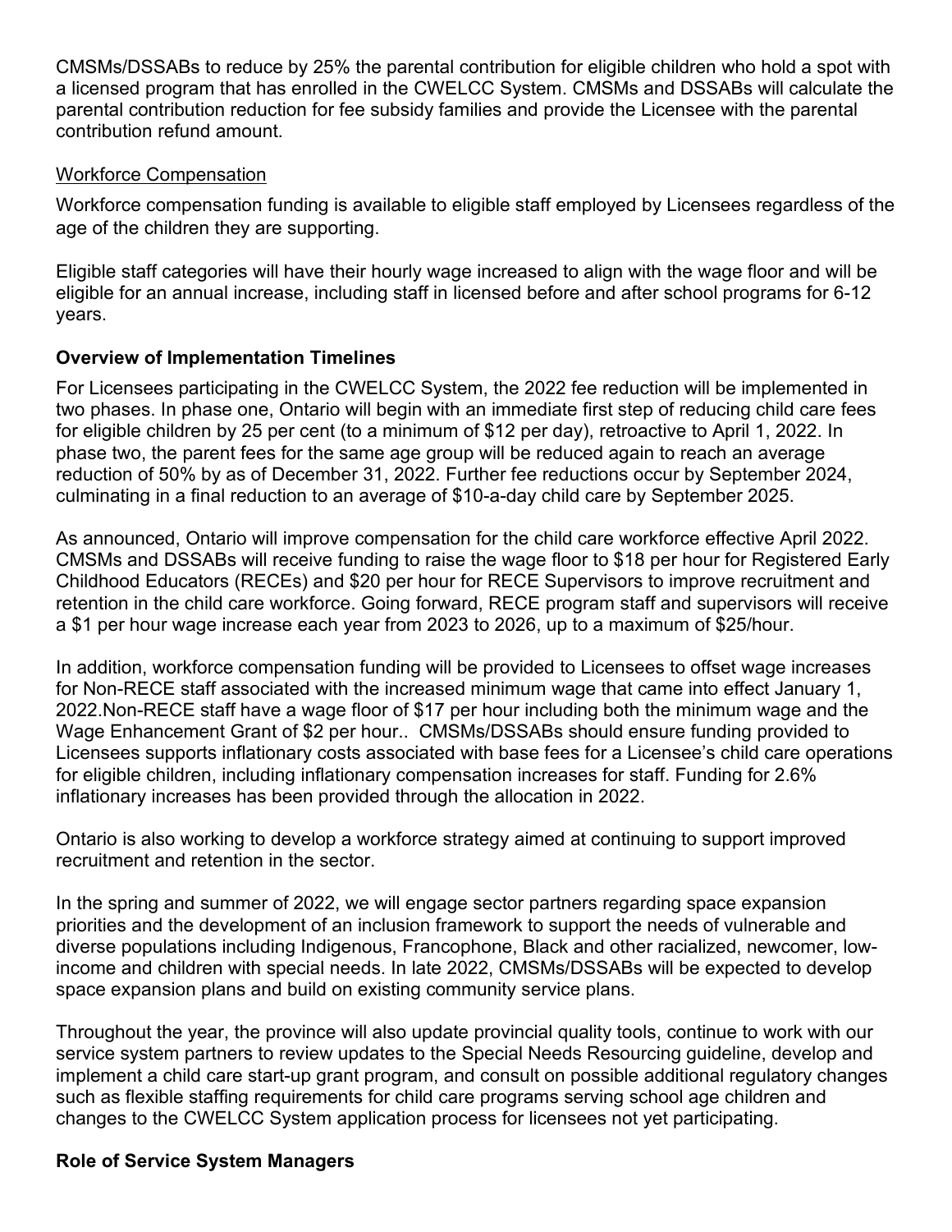CMSMs/DSSABs to reduce by 25% the parental contribution for eligible children who hold a spot with a licensed program that has enrolled in the CWELCC System. CMSMs and DSSABs will calculate the parental contribution reduction for fee subsidy families and provide the Licensee with the parental contribution refund amount.

<u>Workforce Compensation</u>

Workforce compensation funding is available to eligible staff employed by Licensees regardless of the age of the children they are supporting.

Eligible staff categories will have their hourly wage increased to align with the wage floor and will be eligible for an annual increase, including staff in licensed before and after school programs for 6-12 years.

**Overview of Implementation Timelines**

For Licensees participating in the CWELCC System, the 2022 fee reduction will be implemented in two phases. In phase one, Ontario will begin with an immediate first step of reducing child care fees for eligible children by 25 per cent (to a minimum of $12 per day), retroactive to April 1, 2022. In phase two, the parent fees for the same age group will be reduced again to reach an average reduction of 50% by as of December 31, 2022. Further fee reductions occur by September 2024, culminating in a final reduction to an average of $10-a-day child care by September 2025.

As announced, Ontario will improve compensation for the child care workforce effective April 2022. CMSMs and DSSABs will receive funding to raise the wage floor to $18 per hour for Registered Early Childhood Educators (RECEs) and $20 per hour for RECE Supervisors to improve recruitment and retention in the child care workforce. Going forward, RECE program staff and supervisors will receive a $1 per hour wage increase each year from 2023 to 2026, up to a maximum of $25/hour.

In addition, workforce compensation funding will be provided to Licensees to offset wage increases for Non-RECE staff associated with the increased minimum wage that came into effect January 1, 2022.Non-RECE staff have a wage floor of $17 per hour including both the minimum wage and the Wage Enhancement Grant of $2 per hour.. CMSMs/DSSABs should ensure funding provided to Licensees supports inflationary costs associated with base fees for a Licensee's child care operations for eligible children, including inflationary compensation increases for staff. Funding for 2.6% inflationary increases has been provided through the allocation in 2022.

Ontario is also working to develop a workforce strategy aimed at continuing to support improved recruitment and retention in the sector.

In the spring and summer of 2022, we will engage sector partners regarding space expansion priorities and the development of an inclusion framework to support the needs of vulnerable and diverse populations including Indigenous, Francophone, Black and other racialized, newcomer, low-income and children with special needs. In late 2022, CMSMs/DSSABs will be expected to develop space expansion plans and build on existing community service plans.

Throughout the year, the province will also update provincial quality tools, continue to work with our service system partners to review updates to the Special Needs Resourcing guideline, develop and implement a child care start-up grant program, and consult on possible additional regulatory changes such as flexible staffing requirements for child care programs serving school age children and changes to the CWELCC System application process for licensees not yet participating.

**Role of Service System Managers**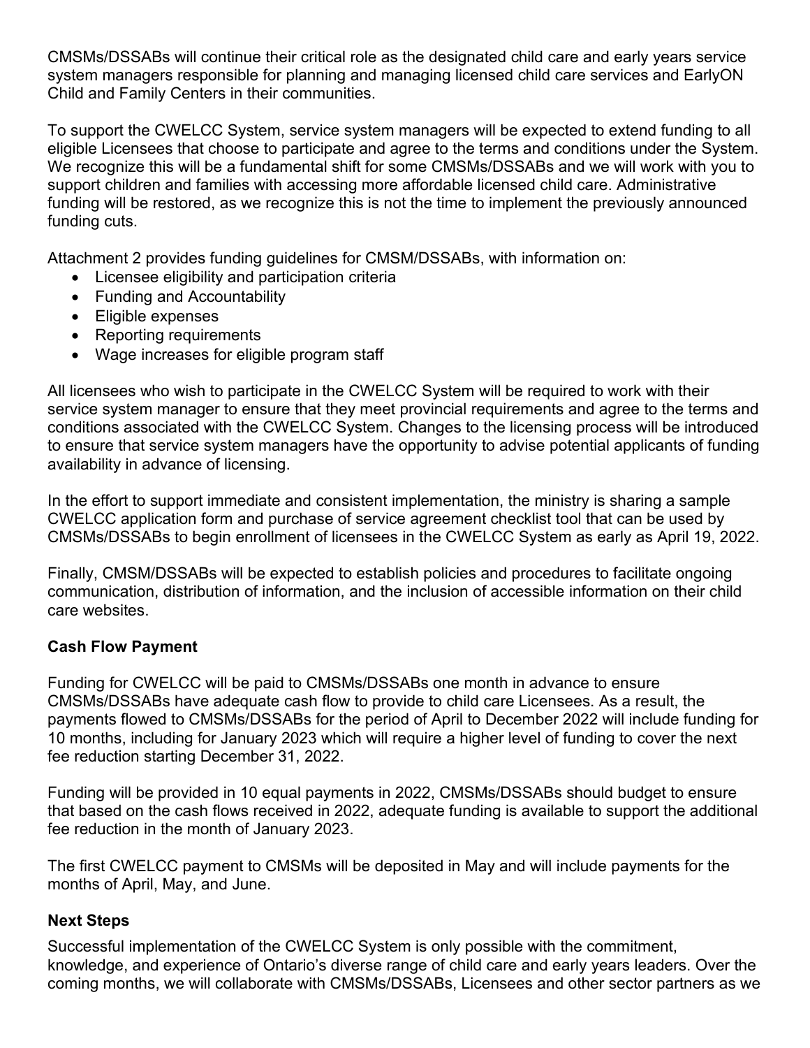CMSMs/DSSABs will continue their critical role as the designated child care and early years service system managers responsible for planning and managing licensed child care services and EarlyON Child and Family Centers in their communities.

To support the CWELCC System, service system managers will be expected to extend funding to all eligible Licensees that choose to participate and agree to the terms and conditions under the System. We recognize this will be a fundamental shift for some CMSMs/DSSABs and we will work with you to support children and families with accessing more affordable licensed child care. Administrative funding will be restored, as we recognize this is not the time to implement the previously announced funding cuts.

Attachment 2 provides funding guidelines for CMSM/DSSABs, with information on:

- Licensee eligibility and participation criteria
- Funding and Accountability
- Eligible expenses
- Reporting requirements
- Wage increases for eligible program staff

All licensees who wish to participate in the CWELCC System will be required to work with their service system manager to ensure that they meet provincial requirements and agree to the terms and conditions associated with the CWELCC System. Changes to the licensing process will be introduced to ensure that service system managers have the opportunity to advise potential applicants of funding availability in advance of licensing.

In the effort to support immediate and consistent implementation, the ministry is sharing a sample CWELCC application form and purchase of service agreement checklist tool that can be used by CMSMs/DSSABs to begin enrollment of licensees in the CWELCC System as early as April 19, 2022.

Finally, CMSM/DSSABs will be expected to establish policies and procedures to facilitate ongoing communication, distribution of information, and the inclusion of accessible information on their child care websites.

**Cash Flow Payment**

Funding for CWELCC will be paid to CMSMs/DSSABs one month in advance to ensure CMSMs/DSSABs have adequate cash flow to provide to child care Licensees. As a result, the payments flowed to CMSMs/DSSABs for the period of April to December 2022 will include funding for 10 months, including for January 2023 which will require a higher level of funding to cover the next fee reduction starting December 31, 2022.

Funding will be provided in 10 equal payments in 2022, CMSMs/DSSABs should budget to ensure that based on the cash flows received in 2022, adequate funding is available to support the additional fee reduction in the month of January 2023.

The first CWELCC payment to CMSMs will be deposited in May and will include payments for the months of April, May, and June.

**Next Steps**

Successful implementation of the CWELCC System is only possible with the commitment, knowledge, and experience of Ontario's diverse range of child care and early years leaders. Over the coming months, we will collaborate with CMSMs/DSSABs, Licensees and other sector partners as we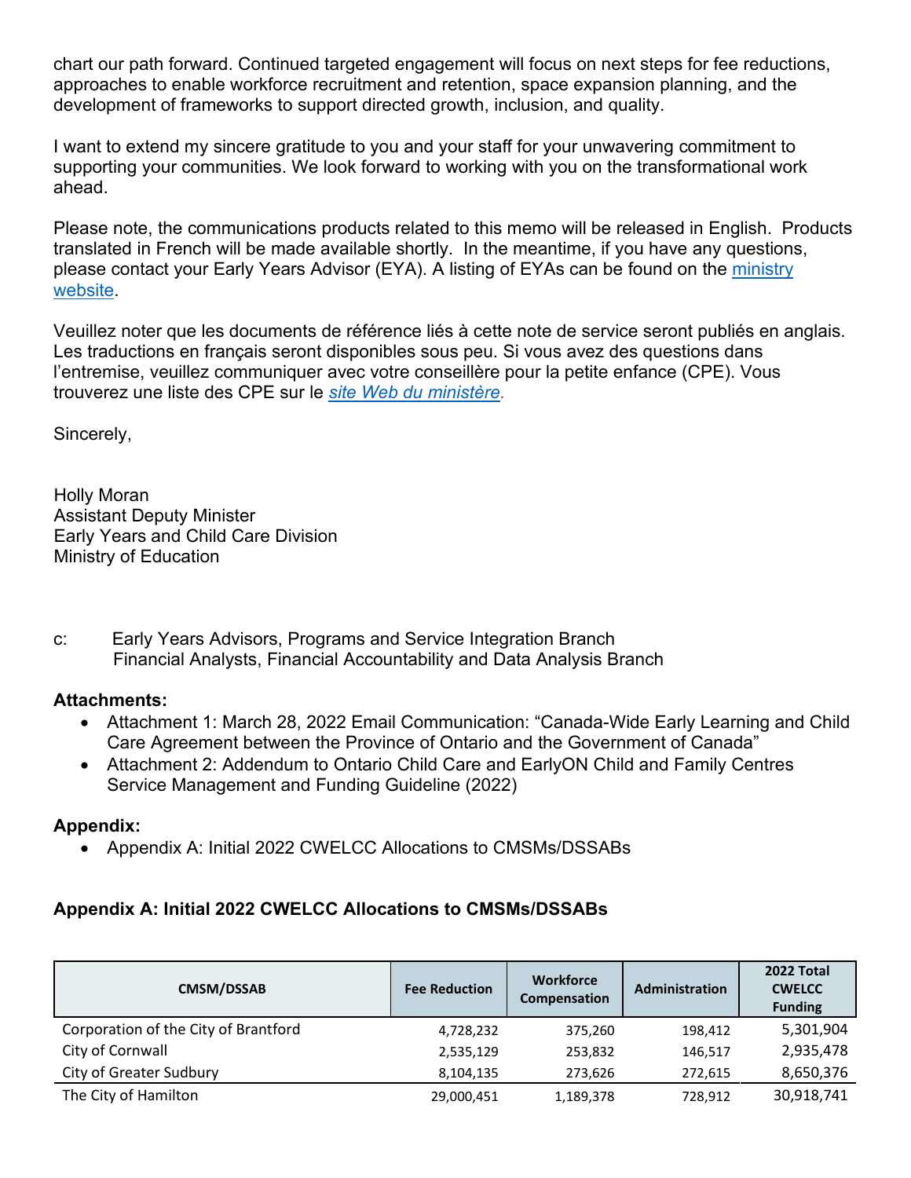chart our path forward. Continued targeted engagement will focus on next steps for fee reductions, approaches to enable workforce recruitment and retention, space expansion planning, and the development of frameworks to support directed growth, inclusion, and quality.

I want to extend my sincere gratitude to you and your staff for your unwavering commitment to supporting your communities. We look forward to working with you on the transformational work ahead.

Please note, the communications products related to this memo will be released in English. Products translated in French will be made available shortly. In the meantime, if you have any questions, please contact your Early Years Advisor (EYA). A listing of EYAs can be found on the ministry website.

Veuillez noter que les documents de référence liés à cette note de service seront publiés en anglais. Les traductions en français seront disponibles sous peu. Si vous avez des questions dans l'entremise, veuillez communiquer avec votre conseillère pour la petite enfance (CPE). Vous trouverez une liste des CPE sur le *site Web du ministère.*

Sincerely,

Holly Moran
Assistant Deputy Minister
Early Years and Child Care Division
Ministry of Education

c: Early Years Advisors, Programs and Service Integration Branch
Financial Analysts, Financial Accountability and Data Analysis Branch

**Attachments:**

- Attachment 1: March 28, 2022 Email Communication: "Canada-Wide Early Learning and Child Care Agreement between the Province of Ontario and the Government of Canada"
- Attachment 2: Addendum to Ontario Child Care and EarlyON Child and Family Centres Service Management and Funding Guideline (2022)

**Appendix:**

- Appendix A: Initial 2022 CWELCC Allocations to CMSMs/DSSABs

### Appendix A: Initial 2022 CWELCC Allocations to CMSMs/DSSABs

| CMSM/DSSAB | Fee Reduction | Workforce Compensation | Administration | 2022 Total CWELCC Funding |
|---|---|---|---|---|
| Corporation of the City of Brantford | 4,728,232 | 375,260 | 198,412 | 5,301,904 |
| City of Cornwall | 2,535,129 | 253,832 | 146,517 | 2,935,478 |
| City of Greater Sudbury | 8,104,135 | 273,626 | 272,615 | 8,650,376 |
| The City of Hamilton | 29,000,451 | 1,189,378 | 728,912 | 30,918,741 |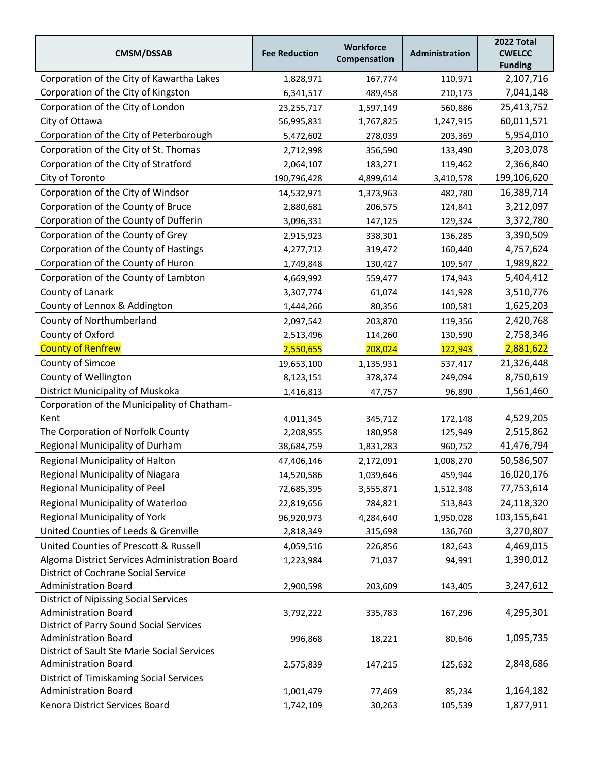| CMSM/DSSAB | Fee Reduction | Workforce Compensation | Administration | 2022 Total CWELCC Funding |
|---|---|---|---|---|
| Corporation of the City of Kawartha Lakes | 1,828,971 | 167,774 | 110,971 | 2,107,716 |
| Corporation of the City of Kingston | 6,341,517 | 489,458 | 210,173 | 7,041,148 |
| Corporation of the City of London | 23,255,717 | 1,597,149 | 560,886 | 25,413,752 |
| City of Ottawa | 56,995,831 | 1,767,825 | 1,247,915 | 60,011,571 |
| Corporation of the City of Peterborough | 5,472,602 | 278,039 | 203,369 | 5,954,010 |
| Corporation of the City of St. Thomas | 2,712,998 | 356,590 | 133,490 | 3,203,078 |
| Corporation of the City of Stratford | 2,064,107 | 183,271 | 119,462 | 2,366,840 |
| City of Toronto | 190,796,428 | 4,899,614 | 3,410,578 | 199,106,620 |
| Corporation of the City of Windsor | 14,532,971 | 1,373,963 | 482,780 | 16,389,714 |
| Corporation of the County of Bruce | 2,880,681 | 206,575 | 124,841 | 3,212,097 |
| Corporation of the County of Dufferin | 3,096,331 | 147,125 | 129,324 | 3,372,780 |
| Corporation of the County of Grey | 2,915,923 | 338,301 | 136,285 | 3,390,509 |
| Corporation of the County of Hastings | 4,277,712 | 319,472 | 160,440 | 4,757,624 |
| Corporation of the County of Huron | 1,749,848 | 130,427 | 109,547 | 1,989,822 |
| Corporation of the County of Lambton | 4,669,992 | 559,477 | 174,943 | 5,404,412 |
| County of Lanark | 3,307,774 | 61,074 | 141,928 | 3,510,776 |
| County of Lennox & Addington | 1,444,266 | 80,356 | 100,581 | 1,625,203 |
| County of Northumberland | 2,097,542 | 203,870 | 119,356 | 2,420,768 |
| County of Oxford | 2,513,496 | 114,260 | 130,590 | 2,758,346 |
| County of Renfrew | 2,550,655 | 208,024 | 122,943 | 2,881,622 |
| County of Simcoe | 19,653,100 | 1,135,931 | 537,417 | 21,326,448 |
| County of Wellington | 8,123,151 | 378,374 | 249,094 | 8,750,619 |
| District Municipality of Muskoka | 1,416,813 | 47,757 | 96,890 | 1,561,460 |
| Corporation of the Municipality of Chatham-Kent | 4,011,345 | 345,712 | 172,148 | 4,529,205 |
| The Corporation of Norfolk County | 2,208,955 | 180,958 | 125,949 | 2,515,862 |
| Regional Municipality of Durham | 38,684,759 | 1,831,283 | 960,752 | 41,476,794 |
| Regional Municipality of Halton | 47,406,146 | 2,172,091 | 1,008,270 | 50,586,507 |
| Regional Municipality of Niagara | 14,520,586 | 1,039,646 | 459,944 | 16,020,176 |
| Regional Municipality of Peel | 72,685,395 | 3,555,871 | 1,512,348 | 77,753,614 |
| Regional Municipality of Waterloo | 22,819,656 | 784,821 | 513,843 | 24,118,320 |
| Regional Municipality of York | 96,920,973 | 4,284,640 | 1,950,028 | 103,155,641 |
| United Counties of Leeds & Grenville | 2,818,349 | 315,698 | 136,760 | 3,270,807 |
| United Counties of Prescott & Russell | 4,059,516 | 226,856 | 182,643 | 4,469,015 |
| Algoma District Services Administration Board | 1,223,984 | 71,037 | 94,991 | 1,390,012 |
| District of Cochrane Social Service Administration Board | 2,900,598 | 203,609 | 143,405 | 3,247,612 |
| District of Nipissing Social Services Administration Board | 3,792,222 | 335,783 | 167,296 | 4,295,301 |
| District of Parry Sound Social Services Administration Board | 996,868 | 18,221 | 80,646 | 1,095,735 |
| District of Sault Ste Marie Social Services Administration Board | 2,575,839 | 147,215 | 125,632 | 2,848,686 |
| District of Timiskaming Social Services Administration Board | 1,001,479 | 77,469 | 85,234 | 1,164,182 |
| Kenora District Services Board | 1,742,109 | 30,263 | 105,539 | 1,877,911 |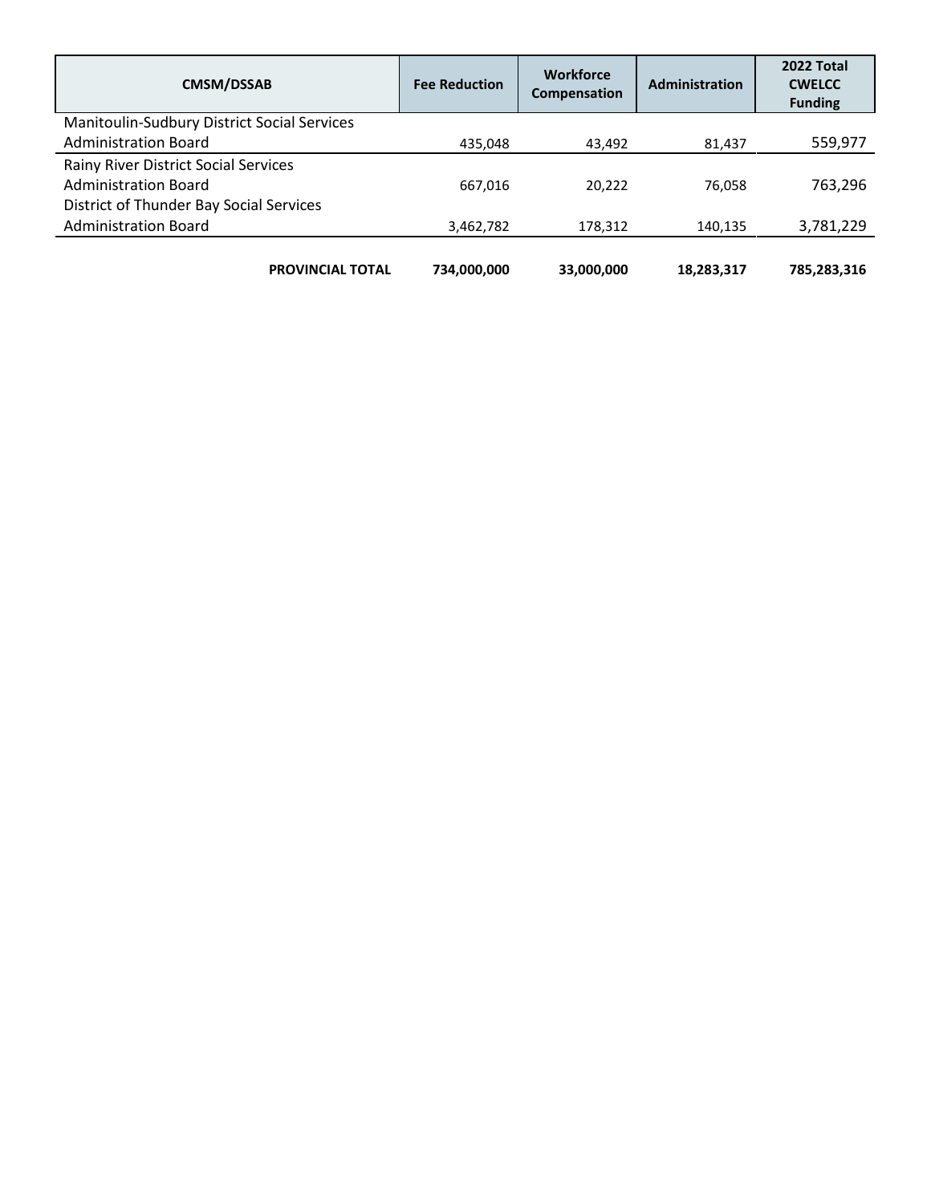| CMSM/DSSAB | Fee Reduction | Workforce Compensation | Administration | 2022 Total CWELCC Funding |
|---|---|---|---|---|
| Manitoulin-Sudbury District Social Services Administration Board | 435,048 | 43,492 | 81,437 | 559,977 |
| Rainy River District Social Services Administration Board | 667,016 | 20,222 | 76,058 | 763,296 |
| District of Thunder Bay Social Services Administration Board | 3,462,782 | 178,312 | 140,135 | 3,781,229 |
| **PROVINCIAL TOTAL** | **734,000,000** | **33,000,000** | **18,283,317** | **785,283,316** |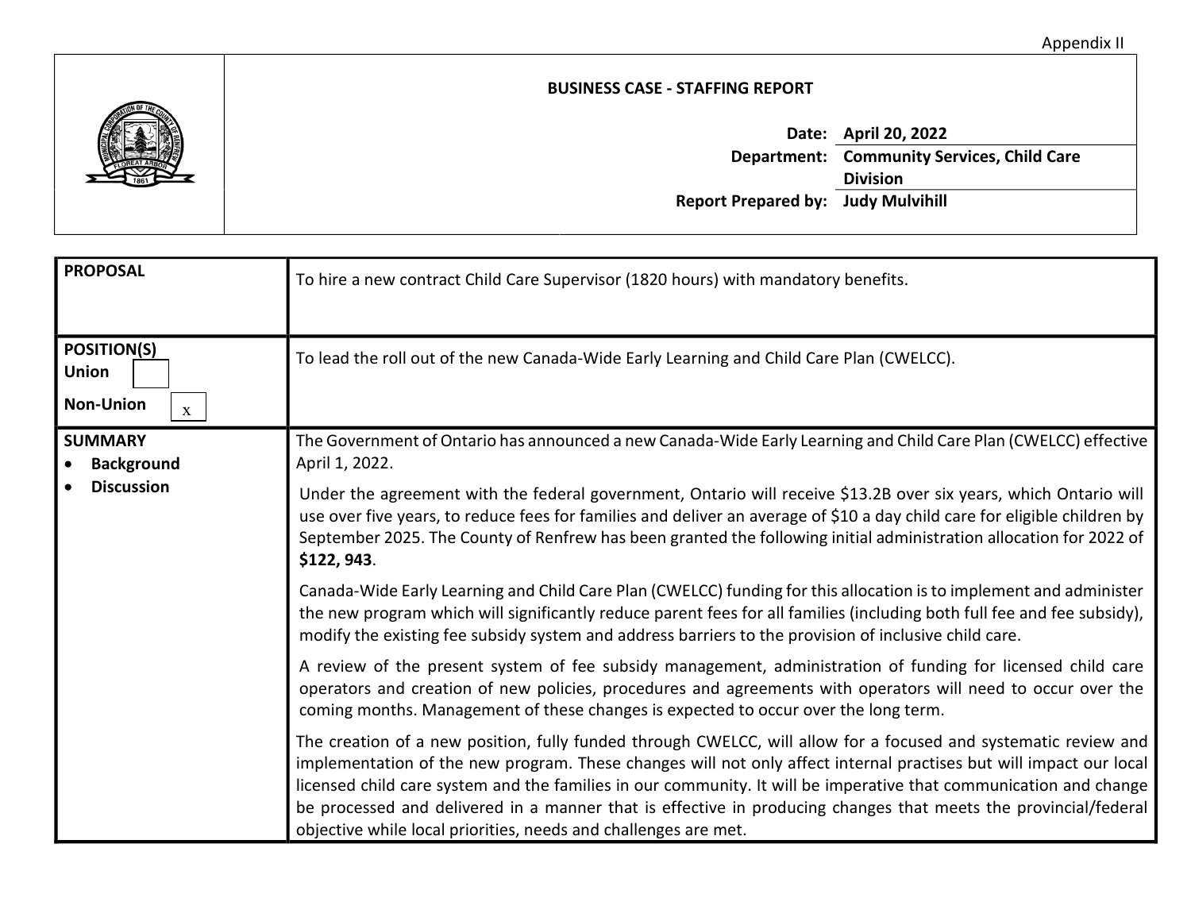Appendix II

| | **BUSINESS CASE - STAFFING REPORT** |
|---|---|
| | **Date:** April 20, 2022 |
| | **Department:** Community Services, Child Care Division |
| | **Report Prepared by:** Judy Mulvihill |

| | |
|---|---|
| **PROPOSAL** | To hire a new contract Child Care Supervisor (1820 hours) with mandatory benefits. |
| **POSITION(S)**<br>**Union** [ ]<br>**Non-Union** [x] | To lead the roll out of the new Canada-Wide Early Learning and Child Care Plan (CWELCC). |
| **SUMMARY**<br>• **Background**<br>• **Discussion** | The Government of Ontario has announced a new Canada-Wide Early Learning and Child Care Plan (CWELCC) effective April 1, 2022.<br><br>Under the agreement with the federal government, Ontario will receive $13.2B over six years, which Ontario will use over five years, to reduce fees for families and deliver an average of $10 a day child care for eligible children by September 2025. The County of Renfrew has been granted the following initial administration allocation for 2022 of **$122, 943**.<br><br>Canada-Wide Early Learning and Child Care Plan (CWELCC) funding for this allocation is to implement and administer the new program which will significantly reduce parent fees for all families (including both full fee and fee subsidy), modify the existing fee subsidy system and address barriers to the provision of inclusive child care.<br><br>A review of the present system of fee subsidy management, administration of funding for licensed child care operators and creation of new policies, procedures and agreements with operators will need to occur over the coming months. Management of these changes is expected to occur over the long term.<br><br>The creation of a new position, fully funded through CWELCC, will allow for a focused and systematic review and implementation of the new program. These changes will not only affect internal practises but will impact our local licensed child care system and the families in our community. It will be imperative that communication and change be processed and delivered in a manner that is effective in producing changes that meets the provincial/federal objective while local priorities, needs and challenges are met. |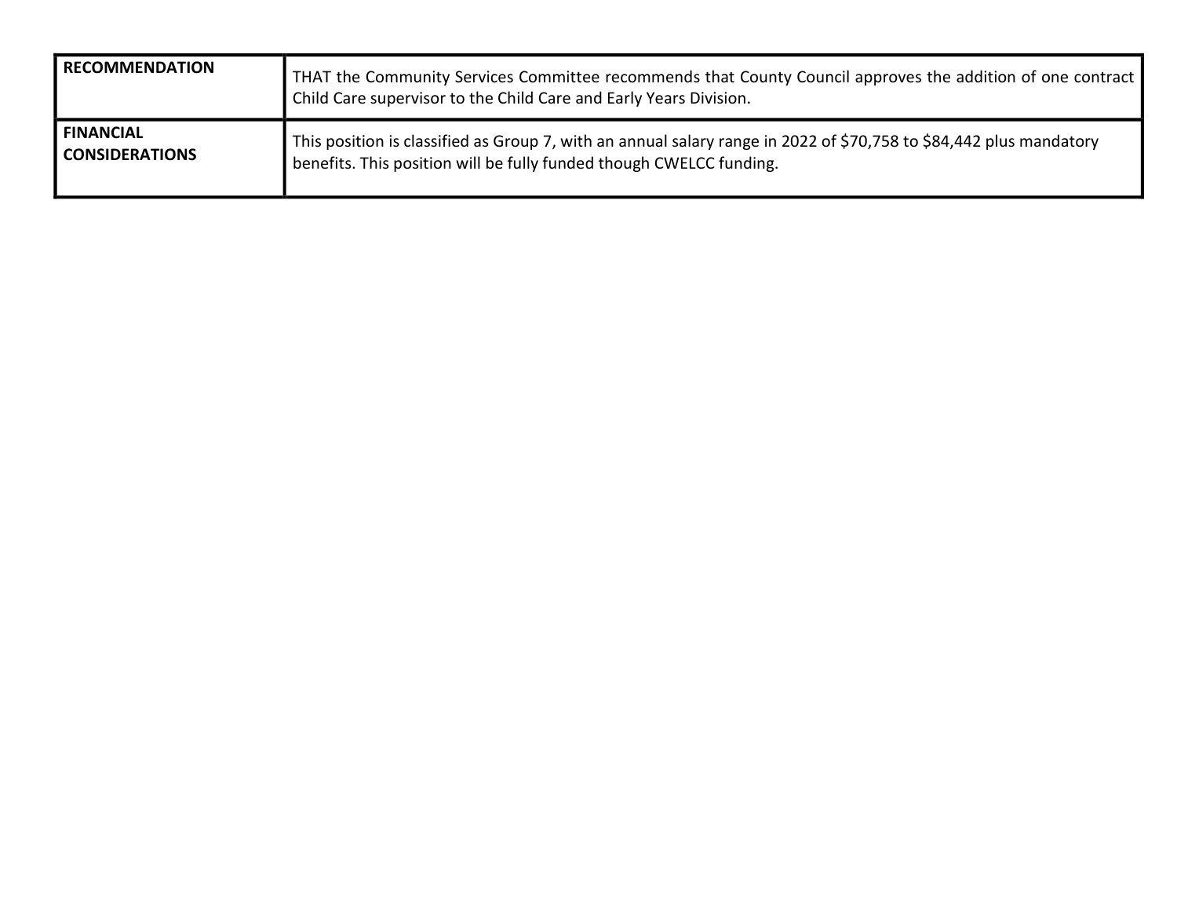| | |
|---|---|
| **RECOMMENDATION** | THAT the Community Services Committee recommends that County Council approves the addition of one contract Child Care supervisor to the Child Care and Early Years Division. |
| **FINANCIAL CONSIDERATIONS** | This position is classified as Group 7, with an annual salary range in 2022 of $70,758 to $84,442 plus mandatory benefits. This position will be fully funded though CWELCC funding. |